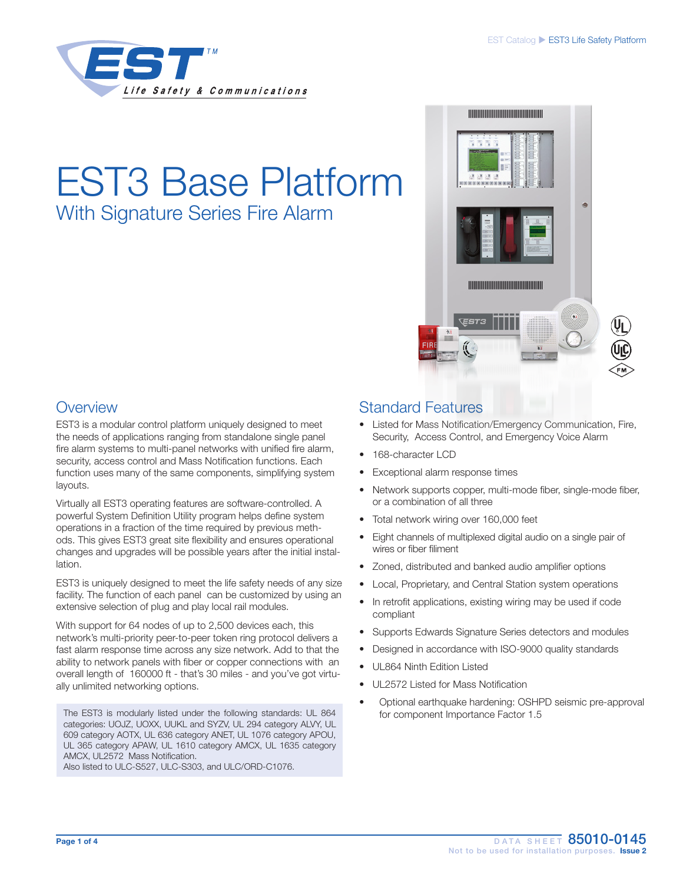# EST3 Base Platform

## With Signature Series Fire Alarm

## Overview

EST3 is a modular control platform uniquely designed to meet the needs of applications ranging from standalone single panel fire alarm systems to multi-panel networks with unified fire alarm, security, access control and Mass Notification functions. Each function uses many of the same components, simplifying system layouts.

Virtually all EST3 operating features are software-controlled. A powerful System Definition Utility program helps define system operations in a fraction of the time required by previous methods. This gives EST3 great site flexibility and ensures operational changes and upgrades will be possible years after the initial installation.

EST3 is uniquely designed to meet the life safety needs of any size facility. The function of each panel can be customized by using an extensive selection of plug and play local rail modules.

With support for 64 nodes of up to 2,500 devices each, this network's multi-priority peer-to-peer token ring protocol delivers a fast alarm response time across any size network. Add to that the ability to network panels with fiber or copper connections with an overall length of 160000 ft - that's 30 miles - and you've got virtually unlimited networking options.

The EST3 is modularly listed under the following standards: UL 864 categories: UOJZ, UOXX, UUKL and SYZV, UL 294 category ALVY, UL 609 category AOTX, UL 636 category ANET, UL 1076 category APOU, UL 365 category APAW, UL 1610 category AMCX, UL 1635 category AMCX, UL2572 Mass Notification.
Also listed to ULC-S527, ULC-S303, and ULC/ORD-C1076.

## Standard Features

- Listed for Mass Notification/Emergency Communication, Fire, Security, Access Control, and Emergency Voice Alarm
- 168-character LCD
- Exceptional alarm response times
- Network supports copper, multi-mode fiber, single-mode fiber, or a combination of all three
- Total network wiring over 160,000 feet
- Eight channels of multiplexed digital audio on a single pair of wires or fiber filiment
- Zoned, distributed and banked audio amplifier options
- Local, Proprietary, and Central Station system operations
- In retrofit applications, existing wiring may be used if code compliant
- Supports Edwards Signature Series detectors and modules
- Designed in accordance with ISO-9000 quality standards
- UL864 Ninth Edition Listed
- UL2572 Listed for Mass Notification
- Optional earthquake hardening: OSHPD seismic pre-approval for component Importance Factor 1.5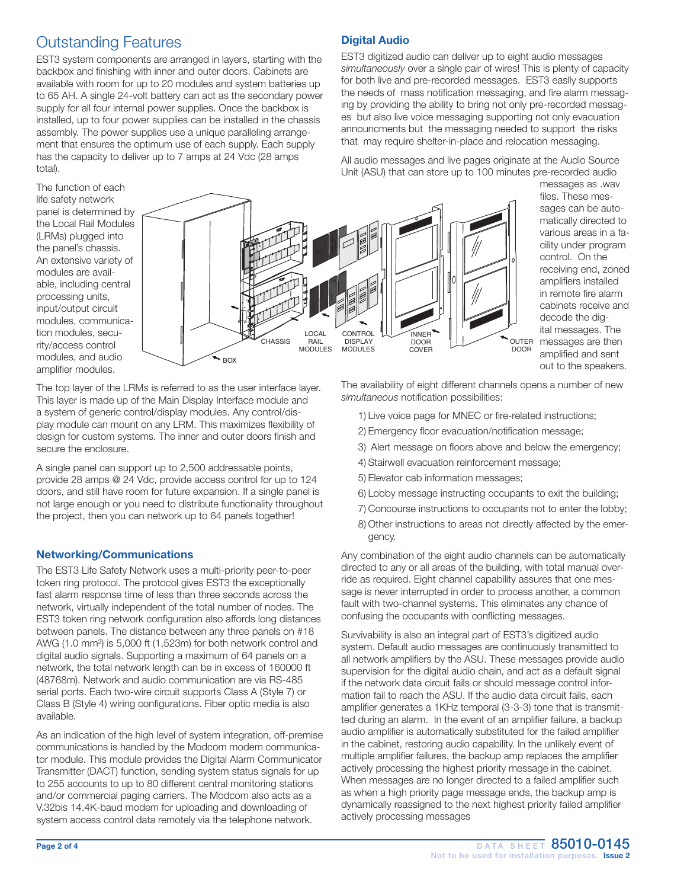## Outstanding Features

EST3 system components are arranged in layers, starting with the backbox and finishing with inner and outer doors. Cabinets are available with room for up to 20 modules and system batteries up to 65 AH. A single 24-volt battery can act as the secondary power supply for all four internal power supplies. Once the backbox is installed, up to four power supplies can be installed in the chassis assembly. The power supplies use a unique paralleling arrangement that ensures the optimum use of each supply. Each supply has the capacity to deliver up to 7 amps at 24 Vdc (28 amps total).

The function of each life safety network panel is determined by the Local Rail Modules (LRMs) plugged into the panel's chassis. An extensive variety of modules are available, including central processing units, input/output circuit modules, communication modules, security/access control modules, and audio amplifier modules.

BOX CHASSIS LOCAL RAIL MODULES CONTROL DISPLAY MODULES INNER DOOR COVER OUTER DOOR

The top layer of the LRMs is referred to as the user interface layer. This layer is made up of the Main Display Interface module and a system of generic control/display modules. Any control/display module can mount on any LRM. This maximizes flexibility of design for custom systems. The inner and outer doors finish and secure the enclosure.

A single panel can support up to 2,500 addressable points, provide 28 amps @ 24 Vdc, provide access control for up to 124 doors, and still have room for future expansion. If a single panel is not large enough or you need to distribute functionality throughout the project, then you can network up to 64 panels together!

### Networking/Communications

The EST3 Life Safety Network uses a multi-priority peer-to-peer token ring protocol. The protocol gives EST3 the exceptionally fast alarm response time of less than three seconds across the network, virtually independent of the total number of nodes. The EST3 token ring network configuration also affords long distances between panels. The distance between any three panels on #18 AWG (1.0 mm²) is 5,000 ft (1,523m) for both network control and digital audio signals. Supporting a maximum of 64 panels on a network, the total network length can be in excess of 160000 ft (48768m). Network and audio communication are via RS-485 serial ports. Each two-wire circuit supports Class A (Style 7) or Class B (Style 4) wiring configurations. Fiber optic media is also available.

As an indication of the high level of system integration, off-premise communications is handled by the Modcom modem communicator module. This module provides the Digital Alarm Communicator Transmitter (DACT) function, sending system status signals for up to 255 accounts to up to 80 different central monitoring stations and/or commercial paging carriers. The Modcom also acts as a V.32bis 14.4K-baud modem for uploading and downloading of system access control data remotely via the telephone network.

### Digital Audio

EST3 digitized audio can deliver up to eight audio messages *simultaneously* over a single pair of wires! This is plenty of capacity for both live and pre-recorded messages. EST3 easly supports the needs of mass notification messaging, and fire alarm messaging by providing the ability to bring not only pre-recorded messages but also live voice messaging supporting not only evacuation announcments but the messaging needed to support the risks that may require shelter-in-place and relocation messaging.

All audio messages and live pages originate at the Audio Source Unit (ASU) that can store up to 100 minutes pre-recorded audio messages as .wav files. These messages can be automatically directed to various areas in a facility under program control. On the receiving end, zoned amplifiers installed in remote fire alarm cabinets receive and decode the digital messages. The messages are then amplified and sent out to the speakers.

The availability of eight different channels opens a number of new *simultaneous* notification possibilities:

1) Live voice page for MNEC or fire-related instructions;
2) Emergency floor evacuation/notification message;
3) Alert message on floors above and below the emergency;
4) Stairwell evacuation reinforcement message;
5) Elevator cab information messages;
6) Lobby message instructing occupants to exit the building;
7) Concourse instructions to occupants not to enter the lobby;
8) Other instructions to areas not directly affected by the emergency.

Any combination of the eight audio channels can be automatically directed to any or all areas of the building, with total manual override as required. Eight channel capability assures that one message is never interrupted in order to process another, a common fault with two-channel systems. This eliminates any chance of confusing the occupants with conflicting messages.

Survivability is also an integral part of EST3's digitized audio system. Default audio messages are continuously transmitted to all network amplifiers by the ASU. These messages provide audio supervision for the digital audio chain, and act as a default signal if the network data circuit fails or should message control information fail to reach the ASU. If the audio data circuit fails, each amplifier generates a 1KHz temporal (3-3-3) tone that is transmitted during an alarm. In the event of an amplifier failure, a backup audio amplifier is automatically substituted for the failed amplifier in the cabinet, restoring audio capability. In the unlikely event of multiple amplifier failures, the backup amp replaces the amplifier actively processing the highest priority message in the cabinet. When messages are no longer directed to a failed amplifier such as when a high priority page message ends, the backup amp is dynamically reassigned to the next highest priority failed amplifier actively processing messages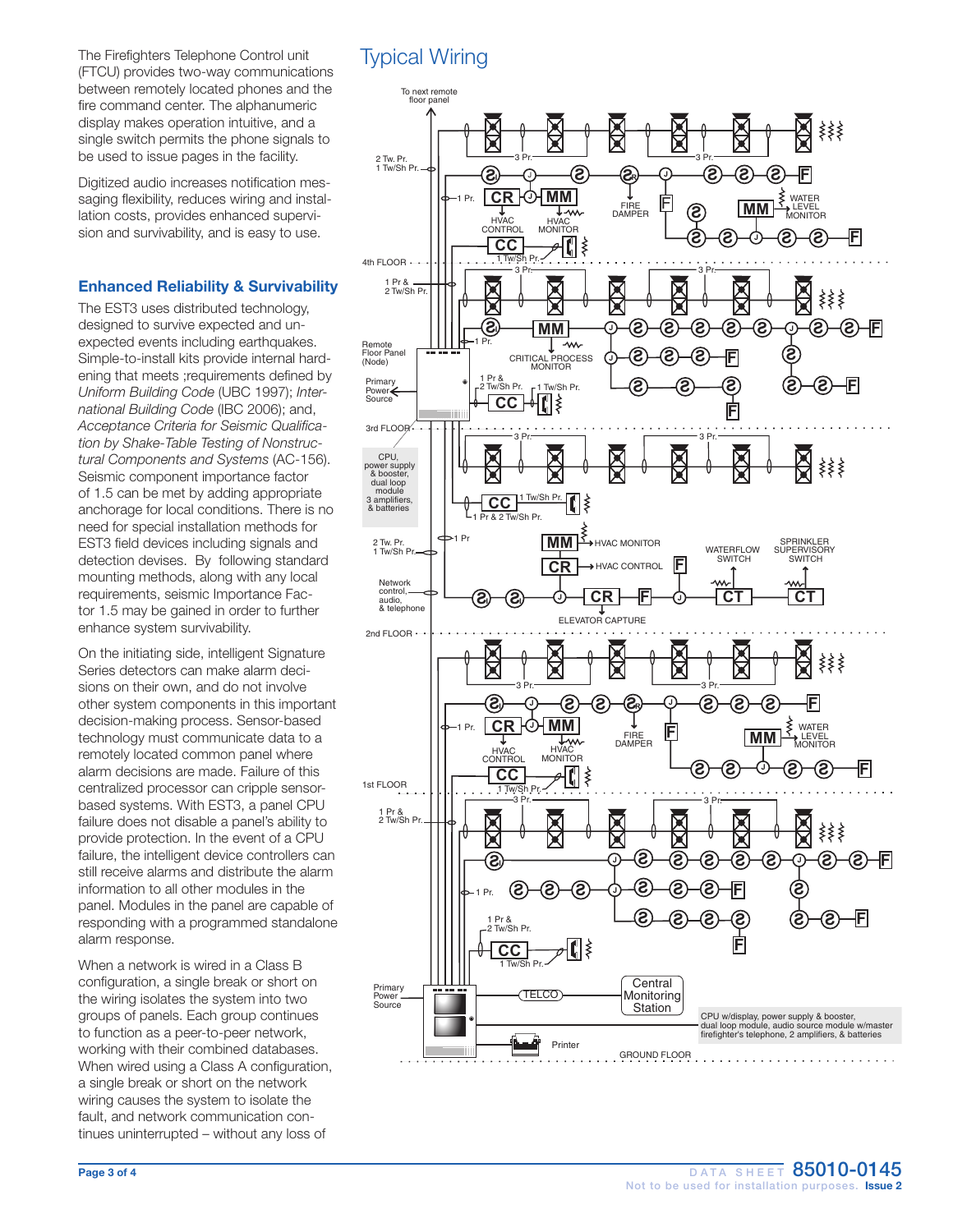The Firefighters Telephone Control unit (FTCU) provides two-way communications between remotely located phones and the fire command center. The alphanumeric display makes operation intuitive, and a single switch permits the phone signals to be used to issue pages in the facility.

Digitized audio increases notification messaging flexibility, reduces wiring and installation costs, provides enhanced supervision and survivability, and is easy to use.

## Enhanced Reliability & Survivability

The EST3 uses distributed technology, designed to survive expected and unexpected events including earthquakes. Simple-to-install kits provide internal hardening that meets ;requirements defined by *Uniform Building Code* (UBC 1997); *International Building Code* (IBC 2006); and, *Acceptance Criteria for Seismic Qualification by Shake-Table Testing of Nonstructural Components and Systems* (AC-156). Seismic component importance factor of 1.5 can be met by adding appropriate anchorage for local conditions. There is no need for special installation methods for EST3 field devices including signals and detection devises. By following standard mounting methods, along with any local requirements, seismic Importance Factor 1.5 may be gained in order to further enhance system survivability.

On the initiating side, intelligent Signature Series detectors can make alarm decisions on their own, and do not involve other system components in this important decision-making process. Sensor-based technology must communicate data to a remotely located common panel where alarm decisions are made. Failure of this centralized processor can cripple sensor-based systems. With EST3, a panel CPU failure does not disable a panel's ability to provide protection. In the event of a CPU failure, the intelligent device controllers can still receive alarms and distribute the alarm information to all other modules in the panel. Modules in the panel are capable of responding with a programmed standalone alarm response.

When a network is wired in a Class B configuration, a single break or short on the wiring isolates the system into two groups of panels. Each group continues to function as a peer-to-peer network, working with their combined databases. When wired using a Class A configuration, a single break or short on the network wiring causes the system to isolate the fault, and network communication continues uninterrupted – without any loss of

## Typical Wiring

To next remote floor panel

2 Tw. Pr. 1 Tw/Sh Pr.

3 Pr.

1 Pr.

CR MM

HVAC CONTROL

HVAC MONITOR

FIRE DAMPER

WATER LEVEL MONITOR

CC

1 Tw/Sh Pr.

4th FLOOR

1 Pr & 2 Tw/Sh Pr.

CRITICAL PROCESS MONITOR

Remote Floor Panel (Node)

Primary Power Source

1 Pr & 2 Tw/Sh Pr.

1 Tw/Sh Pr.

3rd FLOOR

CPU, power supply & booster, dual loop module 3 amplifiers, & batteries

1 Pr & 2 Tw/Sh Pr.

2 Tw. Pr. 1 Tw/Sh Pr.

1 Pr

HVAC MONITOR

HVAC CONTROL

WATERFLOW SWITCH

SPRINKLER SUPERVISORY SWITCH

CT

Network control, audio, & telephone

ELEVATOR CAPTURE

2nd FLOOR

1st FLOOR

Primary Power Source

TELCO

Central Monitoring Station

CPU w/display, power supply & booster, dual loop module, audio source module w/master firefighter's telephone, 2 amplifiers, & batteries

Printer

GROUND FLOOR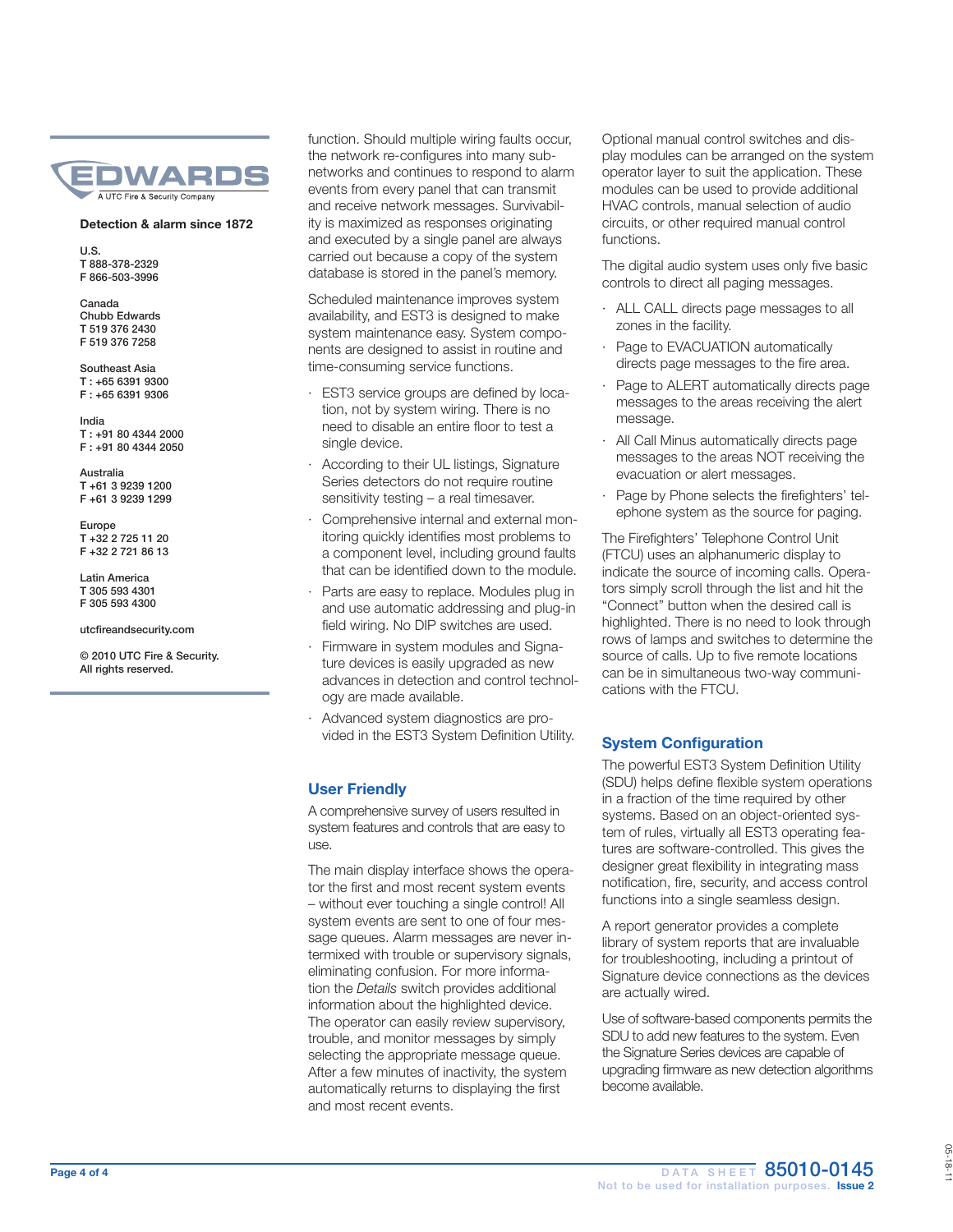EDWARDS

A UTC Fire & Security Company

**Detection & alarm since 1872**

U.S.
T 888-378-2329
F 866-503-3996

Canada
Chubb Edwards
T 519 376 2430
F 519 376 7258

Southeast Asia
T : +65 6391 9300
F : +65 6391 9306

India
T : +91 80 4344 2000
F : +91 80 4344 2050

Australia
T +61 3 9239 1200
F +61 3 9239 1299

Europe
T +32 2 725 11 20
F +32 2 721 86 13

Latin America
T 305 593 4301
F 305 593 4300

utcfireandsecurity.com

© 2010 UTC Fire & Security.
All rights reserved.

function. Should multiple wiring faults occur, the network re-configures into many sub-networks and continues to respond to alarm events from every panel that can transmit and receive network messages. Survivability is maximized as responses originating and executed by a single panel are always carried out because a copy of the system database is stored in the panel's memory.

Scheduled maintenance improves system availability, and EST3 is designed to make system maintenance easy. System components are designed to assist in routine and time-consuming service functions.

- EST3 service groups are defined by location, not by system wiring. There is no need to disable an entire floor to test a single device.
- According to their UL listings, Signature Series detectors do not require routine sensitivity testing – a real timesaver.
- Comprehensive internal and external monitoring quickly identifies most problems to a component level, including ground faults that can be identified down to the module.
- Parts are easy to replace. Modules plug in and use automatic addressing and plug-in field wiring. No DIP switches are used.
- Firmware in system modules and Signature devices is easily upgraded as new advances in detection and control technology are made available.
- Advanced system diagnostics are provided in the EST3 System Definition Utility.

## User Friendly

A comprehensive survey of users resulted in system features and controls that are easy to use.

The main display interface shows the operator the first and most recent system events – without ever touching a single control! All system events are sent to one of four message queues. Alarm messages are never intermixed with trouble or supervisory signals, eliminating confusion. For more information the *Details* switch provides additional information about the highlighted device. The operator can easily review supervisory, trouble, and monitor messages by simply selecting the appropriate message queue. After a few minutes of inactivity, the system automatically returns to displaying the first and most recent events.

Optional manual control switches and display modules can be arranged on the system operator layer to suit the application. These modules can be used to provide additional HVAC controls, manual selection of audio circuits, or other required manual control functions.

The digital audio system uses only five basic controls to direct all paging messages.

- ALL CALL directs page messages to all zones in the facility.
- Page to EVACUATION automatically directs page messages to the fire area.
- Page to ALERT automatically directs page messages to the areas receiving the alert message.
- All Call Minus automatically directs page messages to the areas NOT receiving the evacuation or alert messages.
- Page by Phone selects the firefighters' telephone system as the source for paging.

The Firefighters' Telephone Control Unit (FTCU) uses an alphanumeric display to indicate the source of incoming calls. Operators simply scroll through the list and hit the "Connect" button when the desired call is highlighted. There is no need to look through rows of lamps and switches to determine the source of calls. Up to five remote locations can be in simultaneous two-way communications with the FTCU.

## System Configuration

The powerful EST3 System Definition Utility (SDU) helps define flexible system operations in a fraction of the time required by other systems. Based on an object-oriented system of rules, virtually all EST3 operating features are software-controlled. This gives the designer great flexibility in integrating mass notification, fire, security, and access control functions into a single seamless design.

A report generator provides a complete library of system reports that are invaluable for troubleshooting, including a printout of Signature device connections as the devices are actually wired.

Use of software-based components permits the SDU to add new features to the system. Even the Signature Series devices are capable of upgrading firmware as new detection algorithms become available.